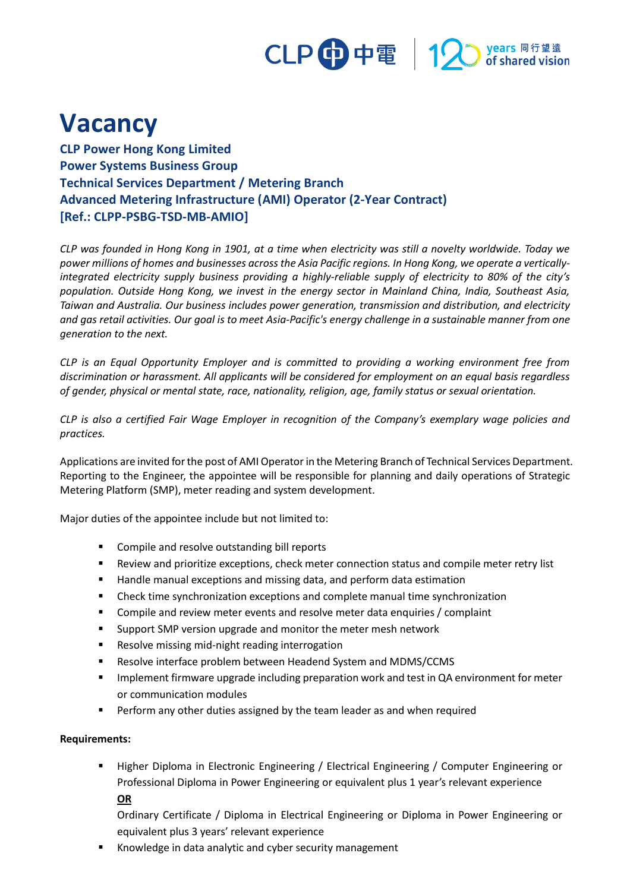# Vacancy

**CLP Power Hong Kong Limited**
**Power Systems Business Group**
**Technical Services Department / Metering Branch**
**Advanced Metering Infrastructure (AMI) Operator (2-Year Contract)**
**[Ref.: CLPP-PSBG-TSD-MB-AMIO]**

*CLP was founded in Hong Kong in 1901, at a time when electricity was still a novelty worldwide. Today we power millions of homes and businesses across the Asia Pacific regions. In Hong Kong, we operate a vertically-integrated electricity supply business providing a highly-reliable supply of electricity to 80% of the city's population. Outside Hong Kong, we invest in the energy sector in Mainland China, India, Southeast Asia, Taiwan and Australia. Our business includes power generation, transmission and distribution, and electricity and gas retail activities. Our goal is to meet Asia-Pacific's energy challenge in a sustainable manner from one generation to the next.*

*CLP is an Equal Opportunity Employer and is committed to providing a working environment free from discrimination or harassment. All applicants will be considered for employment on an equal basis regardless of gender, physical or mental state, race, nationality, religion, age, family status or sexual orientation.*

*CLP is also a certified Fair Wage Employer in recognition of the Company's exemplary wage policies and practices.*

Applications are invited for the post of AMI Operator in the Metering Branch of Technical Services Department. Reporting to the Engineer, the appointee will be responsible for planning and daily operations of Strategic Metering Platform (SMP), meter reading and system development.

Major duties of the appointee include but not limited to:

- Compile and resolve outstanding bill reports
- Review and prioritize exceptions, check meter connection status and compile meter retry list
- Handle manual exceptions and missing data, and perform data estimation
- Check time synchronization exceptions and complete manual time synchronization
- Compile and review meter events and resolve meter data enquiries / complaint
- Support SMP version upgrade and monitor the meter mesh network
- Resolve missing mid-night reading interrogation
- Resolve interface problem between Headend System and MDMS/CCMS
- Implement firmware upgrade including preparation work and test in QA environment for meter or communication modules
- Perform any other duties assigned by the team leader as and when required

**Requirements:**

- Higher Diploma in Electronic Engineering / Electrical Engineering / Computer Engineering or Professional Diploma in Power Engineering or equivalent plus 1 year's relevant experience
  **OR**
  Ordinary Certificate / Diploma in Electrical Engineering or Diploma in Power Engineering or equivalent plus 3 years' relevant experience
- Knowledge in data analytic and cyber security management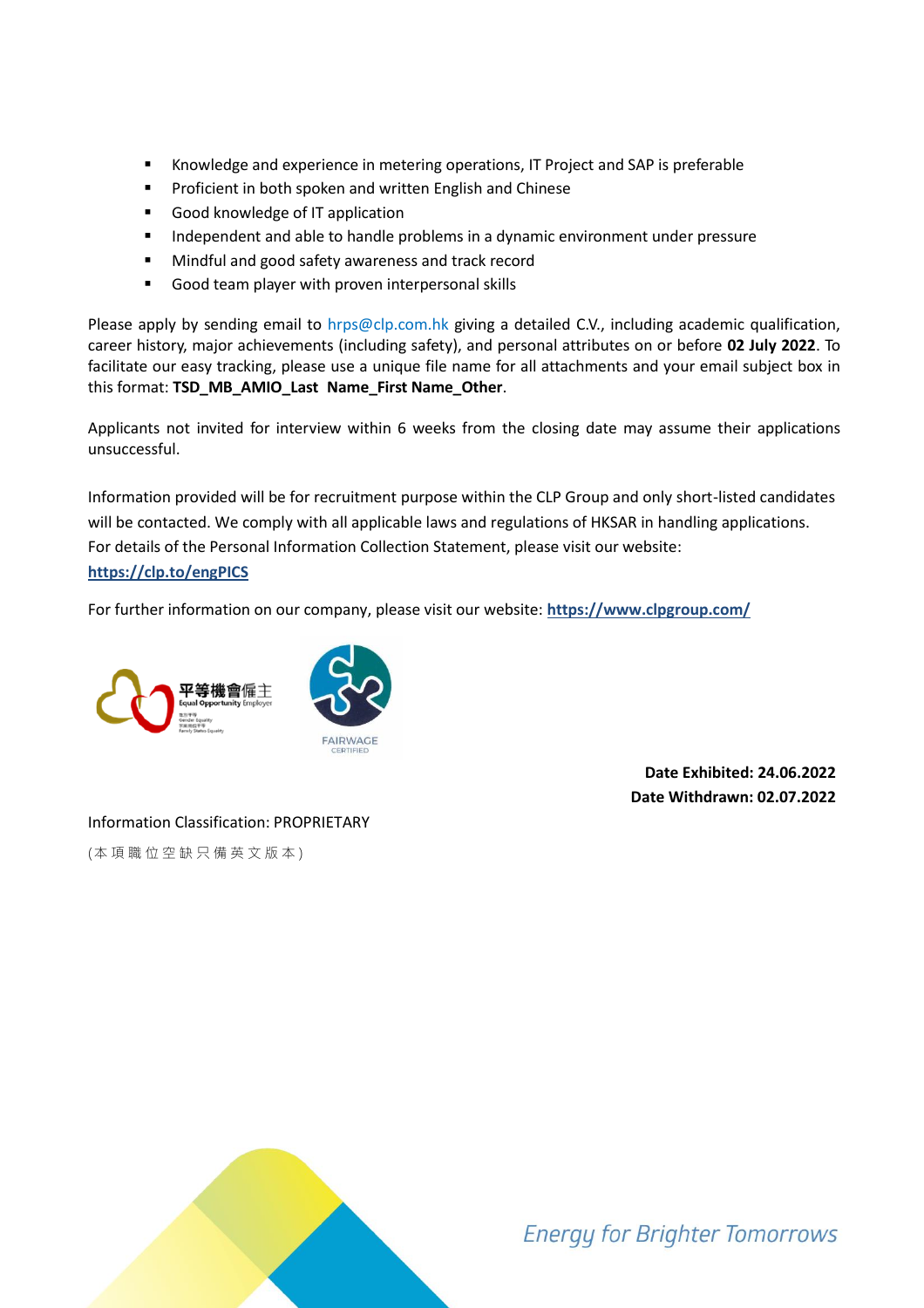- Knowledge and experience in metering operations, IT Project and SAP is preferable
- Proficient in both spoken and written English and Chinese
- Good knowledge of IT application
- Independent and able to handle problems in a dynamic environment under pressure
- Mindful and good safety awareness and track record
- Good team player with proven interpersonal skills

Please apply by sending email to hrps@clp.com.hk giving a detailed C.V., including academic qualification, career history, major achievements (including safety), and personal attributes on or before **02 July 2022**. To facilitate our easy tracking, please use a unique file name for all attachments and your email subject box in this format: **TSD_MB_AMIO_Last Name_First Name_Other**.

Applicants not invited for interview within 6 weeks from the closing date may assume their applications unsuccessful.

Information provided will be for recruitment purpose within the CLP Group and only short-listed candidates will be contacted. We comply with all applicable laws and regulations of HKSAR in handling applications. For details of the Personal Information Collection Statement, please visit our website: **https://clp.to/engPICS**

For further information on our company, please visit our website: **https://www.clpgroup.com/**

平等機會僱主 Equal Opportunity Employer

FAIRWAGE CERTIFIED

**Date Exhibited: 24.06.2022**
**Date Withdrawn: 02.07.2022**

Information Classification: PROPRIETARY

(本項職位空缺只備英文版本)

*Energy for Brighter Tomorrows*